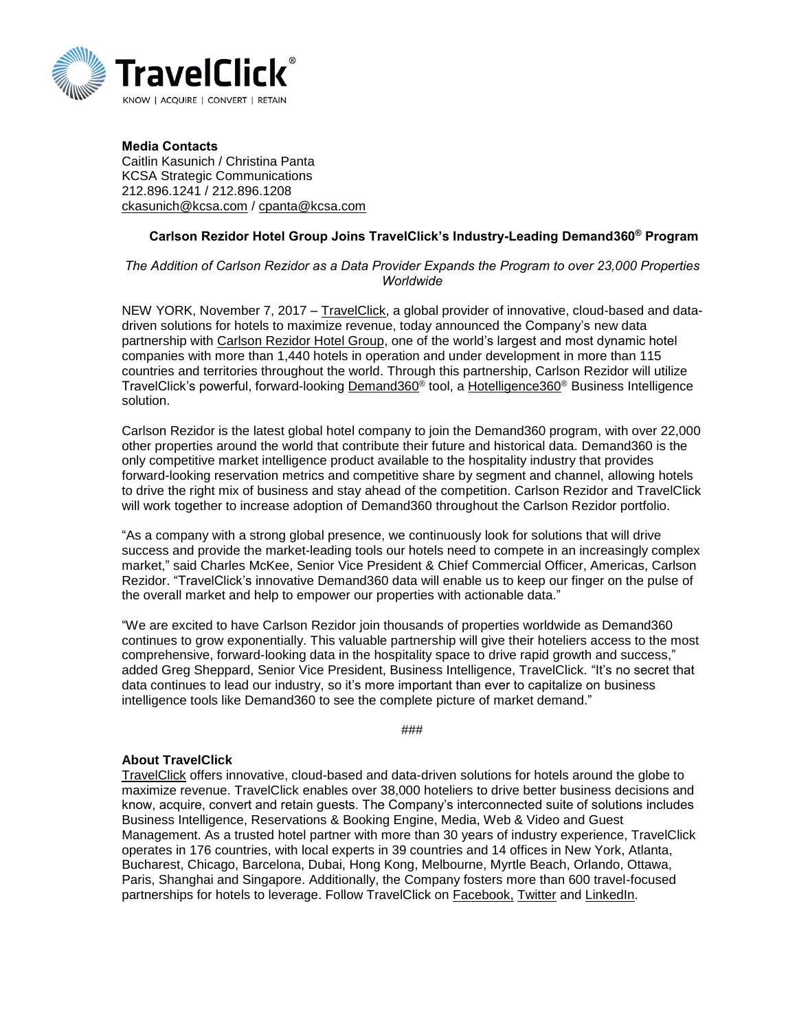**Media Contacts**
Caitlin Kasunich / Christina Panta
KCSA Strategic Communications
212.896.1241 / 212.896.1208
ckasunich@kcsa.com / cpanta@kcsa.com

## Carlson Rezidor Hotel Group Joins TravelClick's Industry-Leading Demand360® Program

*The Addition of Carlson Rezidor as a Data Provider Expands the Program to over 23,000 Properties Worldwide*

NEW YORK, November 7, 2017 – TravelClick, a global provider of innovative, cloud-based and data-driven solutions for hotels to maximize revenue, today announced the Company's new data partnership with Carlson Rezidor Hotel Group, one of the world's largest and most dynamic hotel companies with more than 1,440 hotels in operation and under development in more than 115 countries and territories throughout the world. Through this partnership, Carlson Rezidor will utilize TravelClick's powerful, forward-looking Demand360® tool, a Hotelligence360® Business Intelligence solution.

Carlson Rezidor is the latest global hotel company to join the Demand360 program, with over 22,000 other properties around the world that contribute their future and historical data. Demand360 is the only competitive market intelligence product available to the hospitality industry that provides forward-looking reservation metrics and competitive share by segment and channel, allowing hotels to drive the right mix of business and stay ahead of the competition. Carlson Rezidor and TravelClick will work together to increase adoption of Demand360 throughout the Carlson Rezidor portfolio.

"As a company with a strong global presence, we continuously look for solutions that will drive success and provide the market-leading tools our hotels need to compete in an increasingly complex market," said Charles McKee, Senior Vice President & Chief Commercial Officer, Americas, Carlson Rezidor. "TravelClick's innovative Demand360 data will enable us to keep our finger on the pulse of the overall market and help to empower our properties with actionable data."

"We are excited to have Carlson Rezidor join thousands of properties worldwide as Demand360 continues to grow exponentially. This valuable partnership will give their hoteliers access to the most comprehensive, forward-looking data in the hospitality space to drive rapid growth and success," added Greg Sheppard, Senior Vice President, Business Intelligence, TravelClick. "It's no secret that data continues to lead our industry, so it's more important than ever to capitalize on business intelligence tools like Demand360 to see the complete picture of market demand."

###

**About TravelClick**

TravelClick offers innovative, cloud-based and data-driven solutions for hotels around the globe to maximize revenue. TravelClick enables over 38,000 hoteliers to drive better business decisions and know, acquire, convert and retain guests. The Company's interconnected suite of solutions includes Business Intelligence, Reservations & Booking Engine, Media, Web & Video and Guest Management. As a trusted hotel partner with more than 30 years of industry experience, TravelClick operates in 176 countries, with local experts in 39 countries and 14 offices in New York, Atlanta, Bucharest, Chicago, Barcelona, Dubai, Hong Kong, Melbourne, Myrtle Beach, Orlando, Ottawa, Paris, Shanghai and Singapore. Additionally, the Company fosters more than 600 travel-focused partnerships for hotels to leverage. Follow TravelClick on Facebook, Twitter and LinkedIn.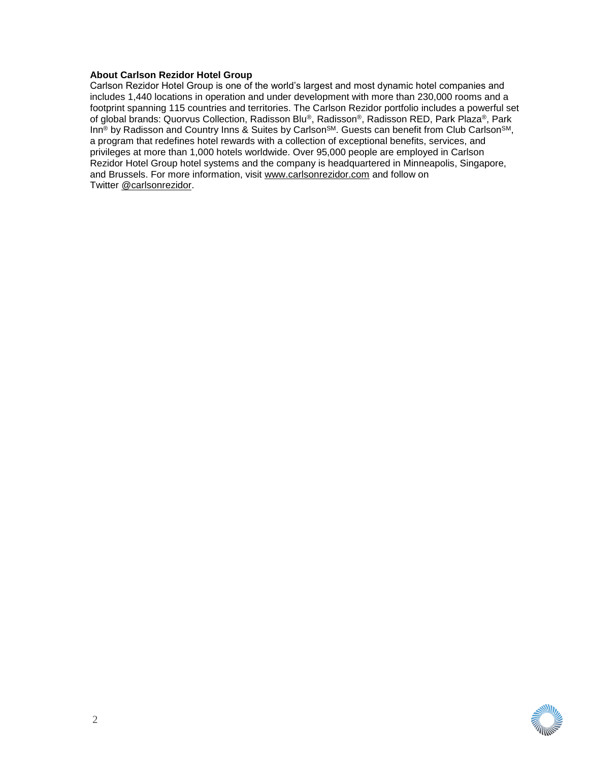**About Carlson Rezidor Hotel Group**

Carlson Rezidor Hotel Group is one of the world's largest and most dynamic hotel companies and includes 1,440 locations in operation and under development with more than 230,000 rooms and a footprint spanning 115 countries and territories. The Carlson Rezidor portfolio includes a powerful set of global brands: Quorvus Collection, Radisson Blu®, Radisson®, Radisson RED, Park Plaza®, Park Inn® by Radisson and Country Inns & Suites by Carlson℠. Guests can benefit from Club Carlson℠, a program that redefines hotel rewards with a collection of exceptional benefits, services, and privileges at more than 1,000 hotels worldwide. Over 95,000 people are employed in Carlson Rezidor Hotel Group hotel systems and the company is headquartered in Minneapolis, Singapore, and Brussels. For more information, visit www.carlsonrezidor.com and follow on Twitter @carlsonrezidor.